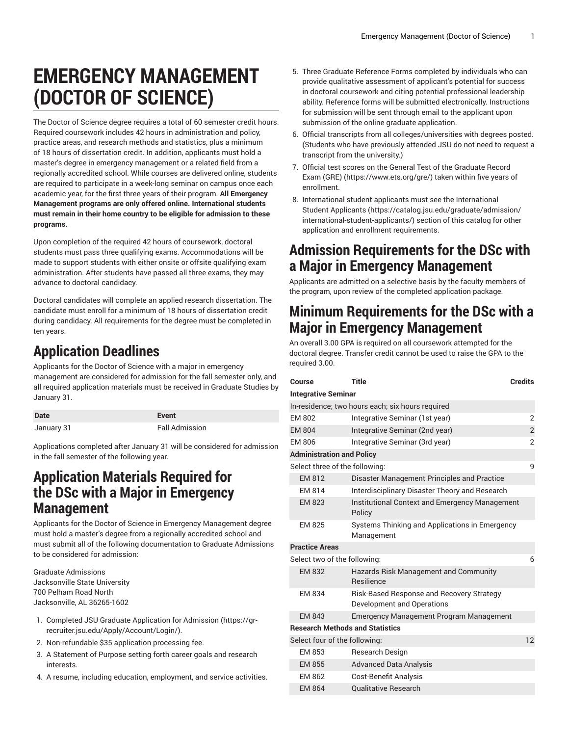# EMERGENCY MANAGEMENT (DOCTOR OF SCIENCE)

The Doctor of Science degree requires a total of 60 semester credit hours. Required coursework includes 42 hours in administration and policy, practice areas, and research methods and statistics, plus a minimum of 18 hours of dissertation credit. In addition, applicants must hold a master's degree in emergency management or a related field from a regionally accredited school. While courses are delivered online, students are required to participate in a week-long seminar on campus once each academic year, for the first three years of their program. **All Emergency Management programs are only offered online. International students must remain in their home country to be eligible for admission to these programs.**

Upon completion of the required 42 hours of coursework, doctoral students must pass three qualifying exams. Accommodations will be made to support students with either onsite or offsite qualifying exam administration. After students have passed all three exams, they may advance to doctoral candidacy.

Doctoral candidates will complete an applied research dissertation. The candidate must enroll for a minimum of 18 hours of dissertation credit during candidacy. All requirements for the degree must be completed in ten years.

## Application Deadlines

Applicants for the Doctor of Science with a major in emergency management are considered for admission for the fall semester only, and all required application materials must be received in Graduate Studies by January 31.

| Date | Event |
|---|---|
| January 31 | Fall Admission |

Applications completed after January 31 will be considered for admission in the fall semester of the following year.

## Application Materials Required for the DSc with a Major in Emergency Management

Applicants for the Doctor of Science in Emergency Management degree must hold a master's degree from a regionally accredited school and must submit all of the following documentation to Graduate Admissions to be considered for admission:

Graduate Admissions
Jacksonville State University
700 Pelham Road North
Jacksonville, AL 36265-1602

1. Completed JSU Graduate Application for Admission (https://gr-recruiter.jsu.edu/Apply/Account/Login/).
2. Non-refundable $35 application processing fee.
3. A Statement of Purpose setting forth career goals and research interests.
4. A resume, including education, employment, and service activities.
5. Three Graduate Reference Forms completed by individuals who can provide qualitative assessment of applicant's potential for success in doctoral coursework and citing potential professional leadership ability. Reference forms will be submitted electronically. Instructions for submission will be sent through email to the applicant upon submission of the online graduate application.
6. Official transcripts from all colleges/universities with degrees posted. (Students who have previously attended JSU do not need to request a transcript from the university.)
7. Official test scores on the General Test of the Graduate Record Exam (GRE) (https://www.ets.org/gre/) taken within five years of enrollment.
8. International student applicants must see the International Student Applicants (https://catalog.jsu.edu/graduate/admission/international-student-applicants/) section of this catalog for other application and enrollment requirements.

## Admission Requirements for the DSc with a Major in Emergency Management

Applicants are admitted on a selective basis by the faculty members of the program, upon review of the completed application package.

## Minimum Requirements for the DSc with a Major in Emergency Management

An overall 3.00 GPA is required on all coursework attempted for the doctoral degree. Transfer credit cannot be used to raise the GPA to the required 3.00.

| Course | Title | Credits |
|---|---|---|
| **Integrative Seminar** | | |
| In-residence; two hours each; six hours required | | |
| EM 802 | Integrative Seminar (1st year) | 2 |
| EM 804 | Integrative Seminar (2nd year) | 2 |
| EM 806 | Integrative Seminar (3rd year) | 2 |
| **Administration and Policy** | | |
| Select three of the following: | | 9 |
| EM 812 | Disaster Management Principles and Practice | |
| EM 814 | Interdisciplinary Disaster Theory and Research | |
| EM 823 | Institutional Context and Emergency Management Policy | |
| EM 825 | Systems Thinking and Applications in Emergency Management | |
| **Practice Areas** | | |
| Select two of the following: | | 6 |
| EM 832 | Hazards Risk Management and Community Resilience | |
| EM 834 | Risk-Based Response and Recovery Strategy Development and Operations | |
| EM 843 | Emergency Management Program Management | |
| **Research Methods and Statistics** | | |
| Select four of the following: | | 12 |
| EM 853 | Research Design | |
| EM 855 | Advanced Data Analysis | |
| EM 862 | Cost-Benefit Analysis | |
| EM 864 | Qualitative Research | |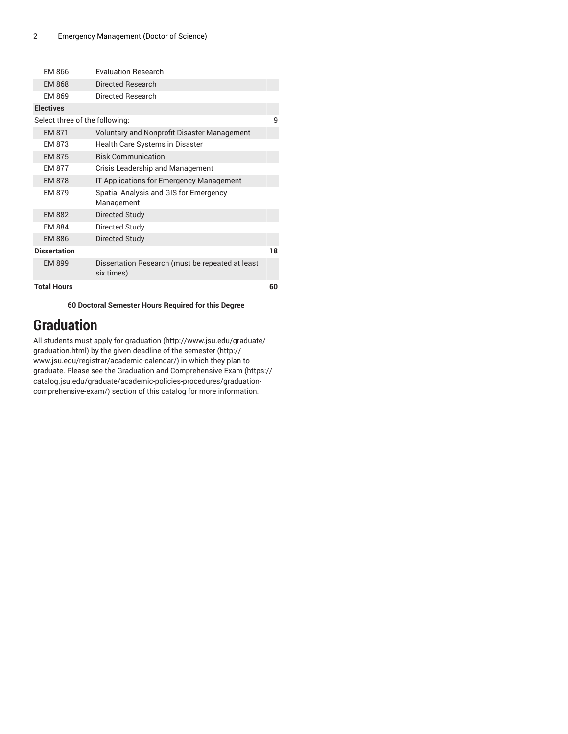| | | |
|---|---|---|
| EM 866 | Evaluation Research | |
| EM 868 | Directed Research | |
| EM 869 | Directed Research | |
| **Electives** | | |
| Select three of the following: | | 9 |
| EM 871 | Voluntary and Nonprofit Disaster Management | |
| EM 873 | Health Care Systems in Disaster | |
| EM 875 | Risk Communication | |
| EM 877 | Crisis Leadership and Management | |
| EM 878 | IT Applications for Emergency Management | |
| EM 879 | Spatial Analysis and GIS for Emergency Management | |
| EM 882 | Directed Study | |
| EM 884 | Directed Study | |
| EM 886 | Directed Study | |
| **Dissertation** | | **18** |
| EM 899 | Dissertation Research (must be repeated at least six times) | |
| **Total Hours** | | **60** |

**60 Doctoral Semester Hours Required for this Degree**

# Graduation

All students must apply for graduation (http://www.jsu.edu/graduate/graduation.html) by the given deadline of the semester (http://www.jsu.edu/registrar/academic-calendar/) in which they plan to graduate. Please see the Graduation and Comprehensive Exam (https://catalog.jsu.edu/graduate/academic-policies-procedures/graduation-comprehensive-exam/) section of this catalog for more information.